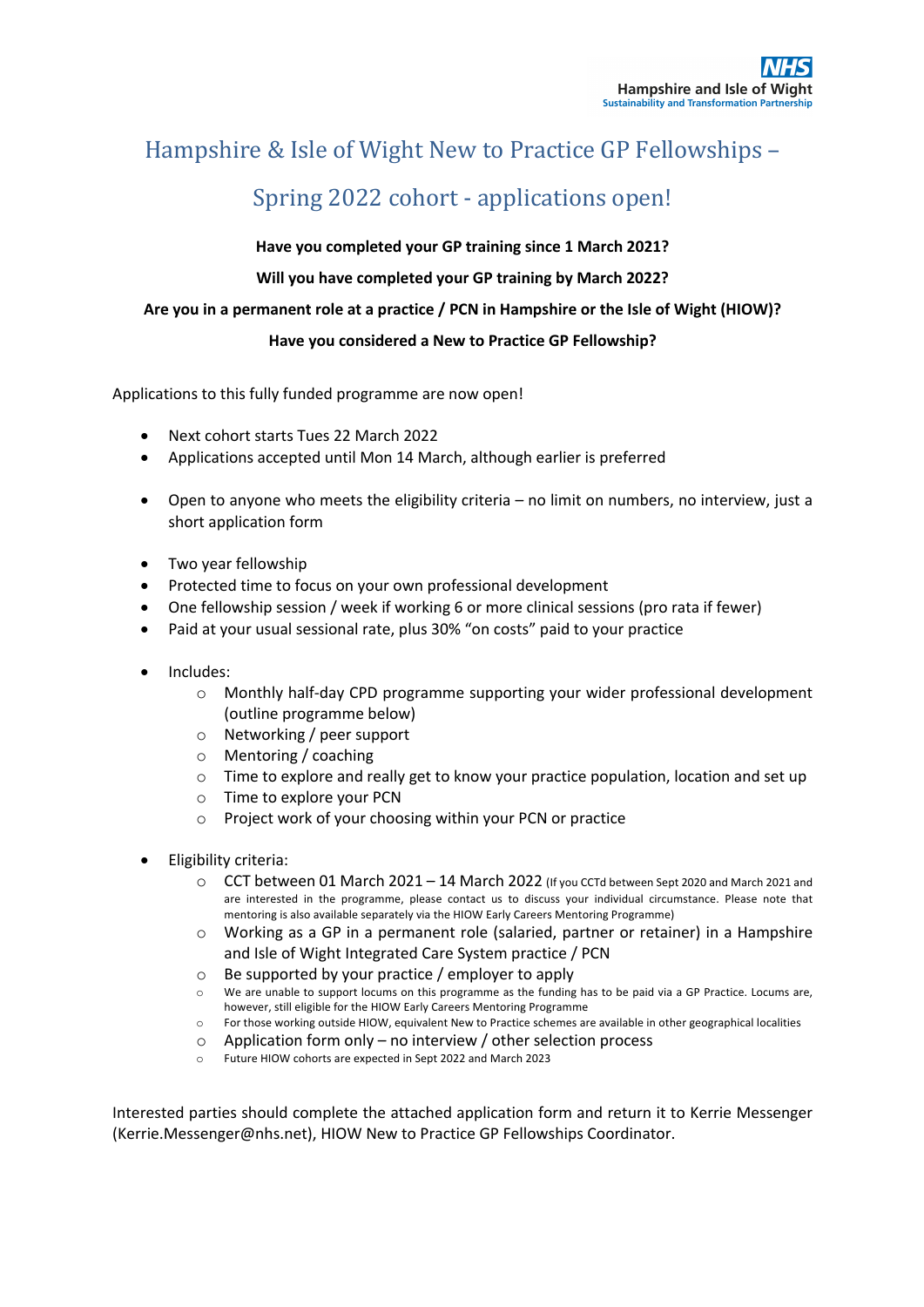NHS
Hampshire and Isle of Wight
Sustainability and Transformation Partnership

# Hampshire & Isle of Wight New to Practice GP Fellowships – Spring 2022 cohort - applications open!

**Have you completed your GP training since 1 March 2021?**

**Will you have completed your GP training by March 2022?**

**Are you in a permanent role at a practice / PCN in Hampshire or the Isle of Wight (HIOW)?**

**Have you considered a New to Practice GP Fellowship?**

Applications to this fully funded programme are now open!

- Next cohort starts Tues 22 March 2022
- Applications accepted until Mon 14 March, although earlier is preferred

- Open to anyone who meets the eligibility criteria – no limit on numbers, no interview, just a short application form

- Two year fellowship
- Protected time to focus on your own professional development
- One fellowship session / week if working 6 or more clinical sessions (pro rata if fewer)
- Paid at your usual sessional rate, plus 30% "on costs" paid to your practice

- Includes:
    - Monthly half-day CPD programme supporting your wider professional development (outline programme below)
    - Networking / peer support
    - Mentoring / coaching
    - Time to explore and really get to know your practice population, location and set up
    - Time to explore your PCN
    - Project work of your choosing within your PCN or practice

- Eligibility criteria:
    - CCT between 01 March 2021 – 14 March 2022 (If you CCTd between Sept 2020 and March 2021 and are interested in the programme, please contact us to discuss your individual circumstance. Please note that mentoring is also available separately via the HIOW Early Careers Mentoring Programme)
    - Working as a GP in a permanent role (salaried, partner or retainer) in a Hampshire and Isle of Wight Integrated Care System practice / PCN
    - Be supported by your practice / employer to apply
    - We are unable to support locums on this programme as the funding has to be paid via a GP Practice. Locums are, however, still eligible for the HIOW Early Careers Mentoring Programme
    - For those working outside HIOW, equivalent New to Practice schemes are available in other geographical localities
    - Application form only – no interview / other selection process
    - Future HIOW cohorts are expected in Sept 2022 and March 2023

Interested parties should complete the attached application form and return it to Kerrie Messenger (Kerrie.Messenger@nhs.net), HIOW New to Practice GP Fellowships Coordinator.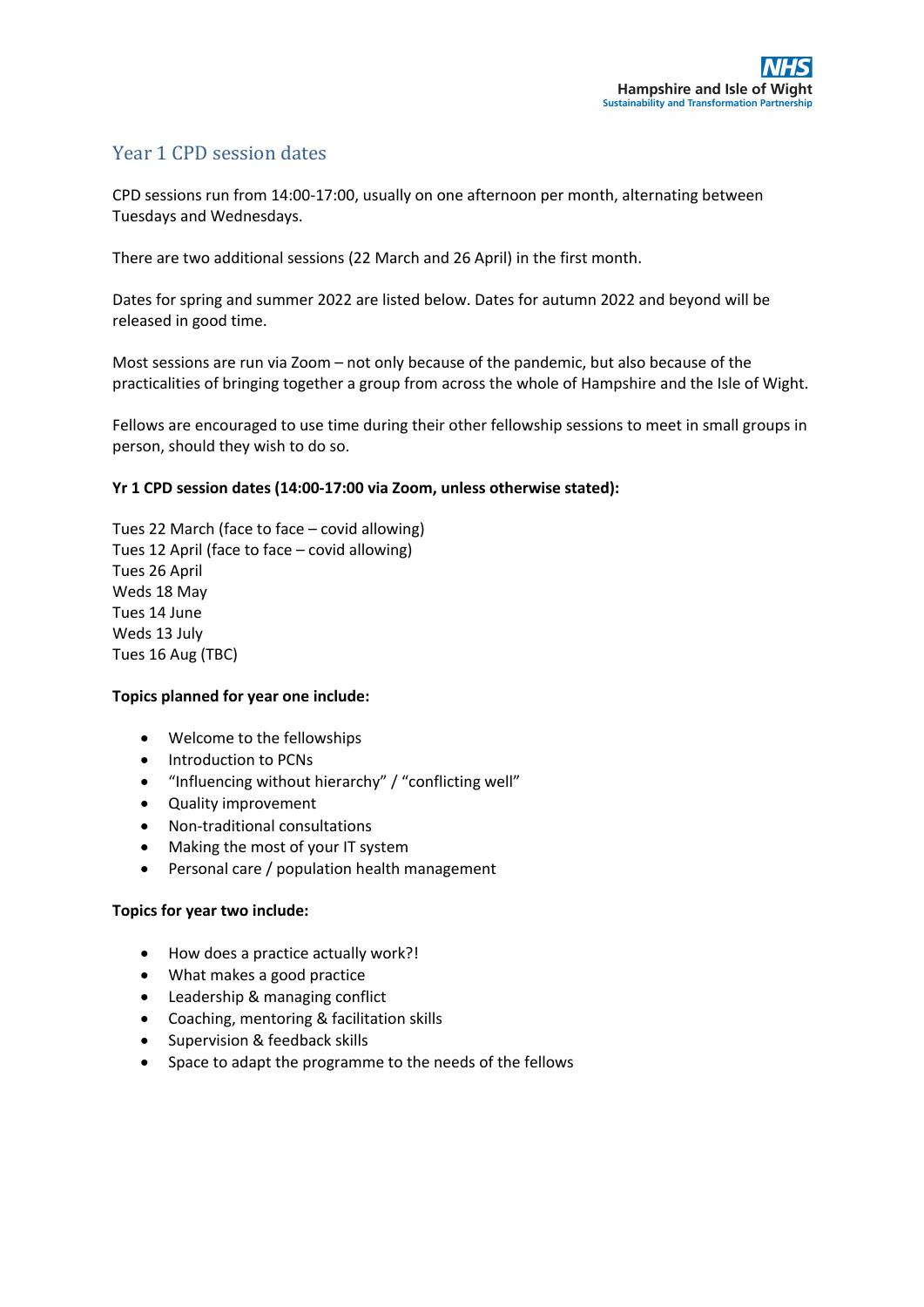## Year 1 CPD session dates

CPD sessions run from 14:00-17:00, usually on one afternoon per month, alternating between Tuesdays and Wednesdays.

There are two additional sessions (22 March and 26 April) in the first month.

Dates for spring and summer 2022 are listed below. Dates for autumn 2022 and beyond will be released in good time.

Most sessions are run via Zoom – not only because of the pandemic, but also because of the practicalities of bringing together a group from across the whole of Hampshire and the Isle of Wight.

Fellows are encouraged to use time during their other fellowship sessions to meet in small groups in person, should they wish to do so.

**Yr 1 CPD session dates (14:00-17:00 via Zoom, unless otherwise stated):**

Tues 22 March (face to face – covid allowing)
Tues 12 April (face to face – covid allowing)
Tues 26 April
Weds 18 May
Tues 14 June
Weds 13 July
Tues 16 Aug (TBC)

**Topics planned for year one include:**

- Welcome to the fellowships
- Introduction to PCNs
- "Influencing without hierarchy" / "conflicting well"
- Quality improvement
- Non-traditional consultations
- Making the most of your IT system
- Personal care / population health management

**Topics for year two include:**

- How does a practice actually work?!
- What makes a good practice
- Leadership & managing conflict
- Coaching, mentoring & facilitation skills
- Supervision & feedback skills
- Space to adapt the programme to the needs of the fellows